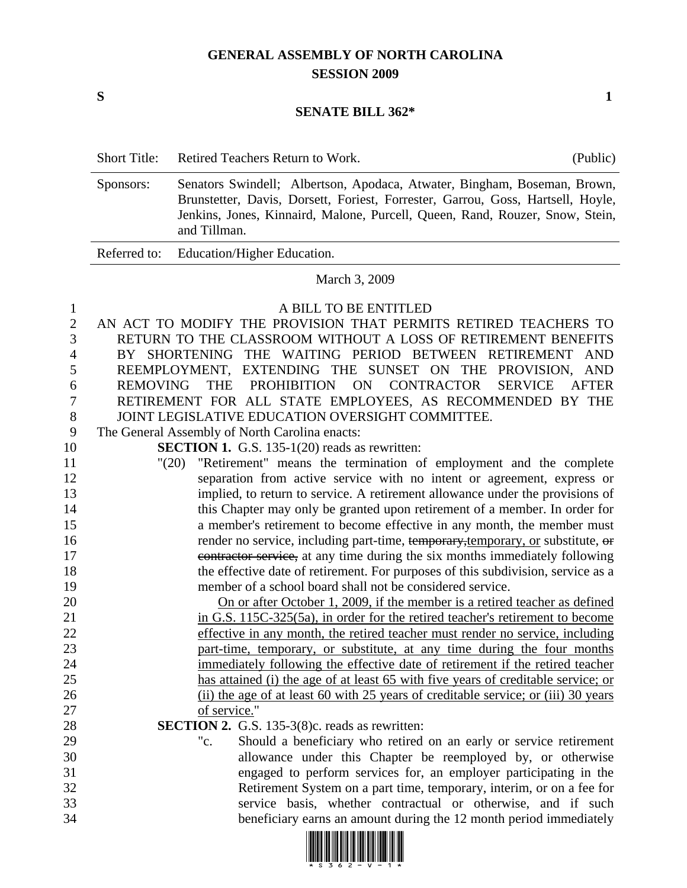# GENERAL ASSEMBLY OF NORTH CAROLINA
## SESSION 2009

**S** **1**

## SENATE BILL 362*

| | | |
|---|---|---|
| Short Title: | Retired Teachers Return to Work. | (Public) |
| Sponsors: | Senators Swindell; Albertson, Apodaca, Atwater, Bingham, Boseman, Brown, Brunstetter, Davis, Dorsett, Foriest, Forrester, Garrou, Goss, Hartsell, Hoyle, Jenkins, Jones, Kinnaird, Malone, Purcell, Queen, Rand, Rouzer, Snow, Stein, and Tillman. | |
| Referred to: | Education/Higher Education. | |

March 3, 2009

A BILL TO BE ENTITLED

AN ACT TO MODIFY THE PROVISION THAT PERMITS RETIRED TEACHERS TO RETURN TO THE CLASSROOM WITHOUT A LOSS OF RETIREMENT BENEFITS BY SHORTENING THE WAITING PERIOD BETWEEN RETIREMENT AND REEMPLOYMENT, EXTENDING THE SUNSET ON THE PROVISION, AND REMOVING THE PROHIBITION ON CONTRACTOR SERVICE AFTER RETIREMENT FOR ALL STATE EMPLOYEES, AS RECOMMENDED BY THE JOINT LEGISLATIVE EDUCATION OVERSIGHT COMMITTEE.

The General Assembly of North Carolina enacts:

**SECTION 1.** G.S. 135-1(20) reads as rewritten:

"(20) "Retirement" means the termination of employment and the complete separation from active service with no intent or agreement, express or implied, to return to service. A retirement allowance under the provisions of this Chapter may only be granted upon retirement of a member. In order for a member's retirement to become effective in any month, the member must render no service, including part-time, ~~temporary,~~<u>temporary, or</u> substitute, ~~or contractor service,~~ at any time during the six months immediately following the effective date of retirement. For purposes of this subdivision, service as a member of a school board shall not be considered service.

<u>On or after October 1, 2009, if the member is a retired teacher as defined in G.S. 115C-325(5a), in order for the retired teacher's retirement to become effective in any month, the retired teacher must render no service, including part-time, temporary, or substitute, at any time during the four months immediately following the effective date of retirement if the retired teacher has attained (i) the age of at least 65 with five years of creditable service; or (ii) the age of at least 60 with 25 years of creditable service; or (iii) 30 years of service.</u>"

**SECTION 2.** G.S. 135-3(8)c. reads as rewritten:

"c. Should a beneficiary who retired on an early or service retirement allowance under this Chapter be reemployed by, or otherwise engaged to perform services for, an employer participating in the Retirement System on a part time, temporary, interim, or on a fee for service basis, whether contractual or otherwise, and if such beneficiary earns an amount during the 12 month period immediately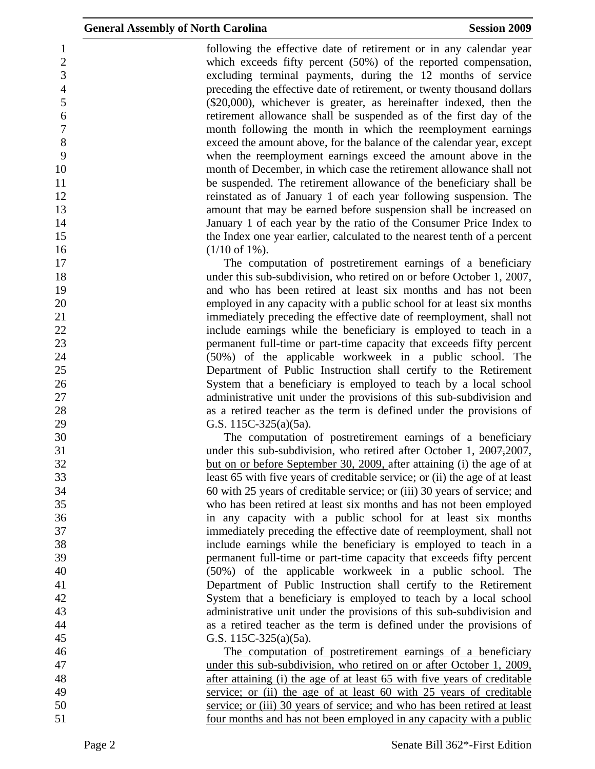following the effective date of retirement or in any calendar year which exceeds fifty percent (50%) of the reported compensation, excluding terminal payments, during the 12 months of service preceding the effective date of retirement, or twenty thousand dollars ($20,000), whichever is greater, as hereinafter indexed, then the retirement allowance shall be suspended as of the first day of the month following the month in which the reemployment earnings exceed the amount above, for the balance of the calendar year, except when the reemployment earnings exceed the amount above in the month of December, in which case the retirement allowance shall not be suspended. The retirement allowance of the beneficiary shall be reinstated as of January 1 of each year following suspension. The amount that may be earned before suspension shall be increased on January 1 of each year by the ratio of the Consumer Price Index to the Index one year earlier, calculated to the nearest tenth of a percent (1/10 of 1%).

The computation of postretirement earnings of a beneficiary under this sub-subdivision, who retired on or before October 1, 2007, and who has been retired at least six months and has not been employed in any capacity with a public school for at least six months immediately preceding the effective date of reemployment, shall not include earnings while the beneficiary is employed to teach in a permanent full-time or part-time capacity that exceeds fifty percent (50%) of the applicable workweek in a public school. The Department of Public Instruction shall certify to the Retirement System that a beneficiary is employed to teach by a local school administrative unit under the provisions of this sub-subdivision and as a retired teacher as the term is defined under the provisions of G.S. 115C-325(a)(5a).

The computation of postretirement earnings of a beneficiary under this sub-subdivision, who retired after October 1, ~~2007,~~<u>2007, but on or before September 30, 2009,</u> after attaining (i) the age of at least 65 with five years of creditable service; or (ii) the age of at least 60 with 25 years of creditable service; or (iii) 30 years of service; and who has been retired at least six months and has not been employed in any capacity with a public school for at least six months immediately preceding the effective date of reemployment, shall not include earnings while the beneficiary is employed to teach in a permanent full-time or part-time capacity that exceeds fifty percent (50%) of the applicable workweek in a public school. The Department of Public Instruction shall certify to the Retirement System that a beneficiary is employed to teach by a local school administrative unit under the provisions of this sub-subdivision and as a retired teacher as the term is defined under the provisions of G.S. 115C-325(a)(5a).

<u>The computation of postretirement earnings of a beneficiary under this sub-subdivision, who retired on or after October 1, 2009, after attaining (i) the age of at least 65 with five years of creditable service; or (ii) the age of at least 60 with 25 years of creditable service; or (iii) 30 years of service; and who has been retired at least four months and has not been employed in any capacity with a public</u>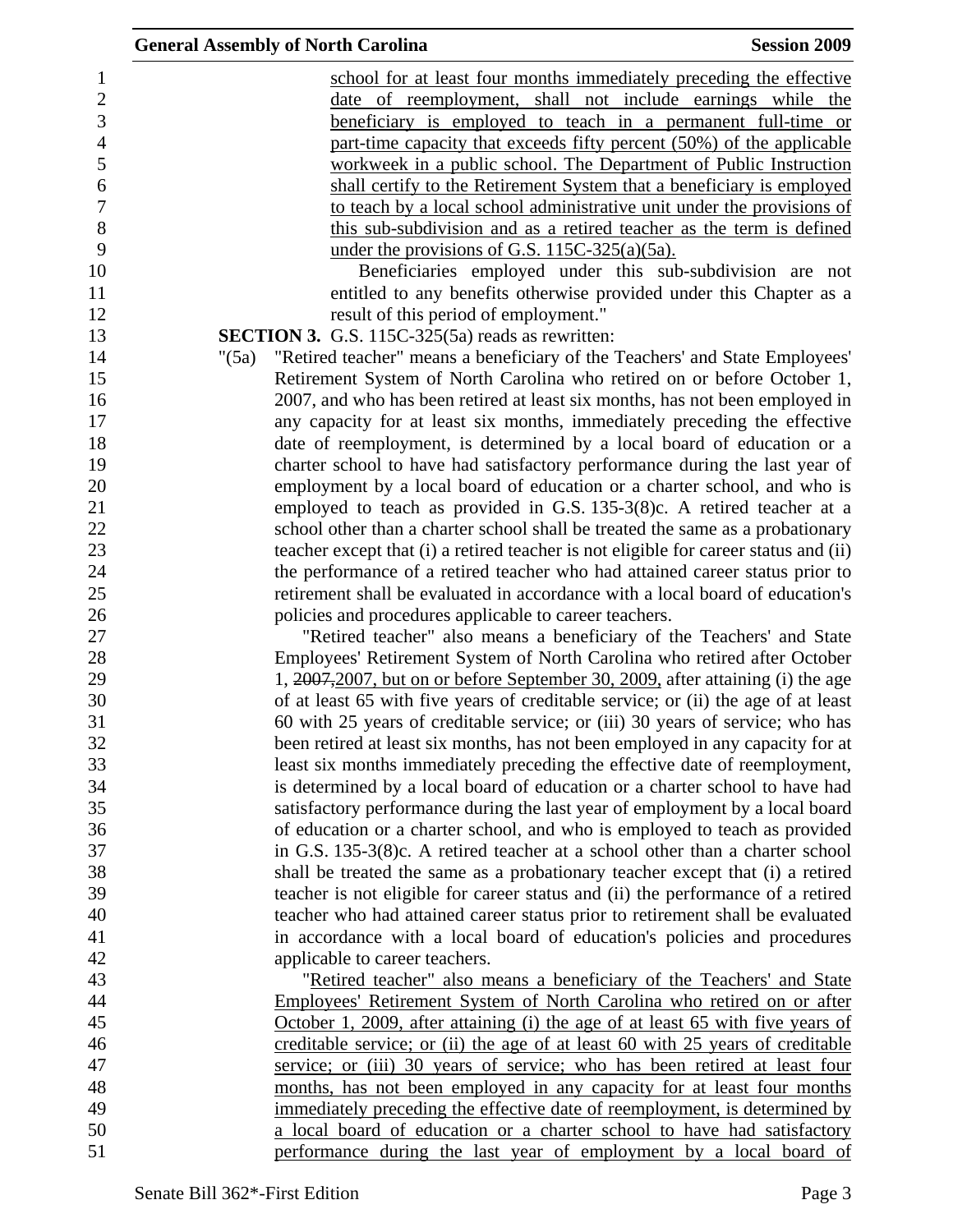school for at least four months immediately preceding the effective date of reemployment, shall not include earnings while the beneficiary is employed to teach in a permanent full-time or part-time capacity that exceeds fifty percent (50%) of the applicable workweek in a public school. The Department of Public Instruction shall certify to the Retirement System that a beneficiary is employed to teach by a local school administrative unit under the provisions of this sub-subdivision and as a retired teacher as the term is defined under the provisions of G.S. 115C-325(a)(5a).

Beneficiaries employed under this sub-subdivision are not entitled to any benefits otherwise provided under this Chapter as a result of this period of employment."

**SECTION 3.** G.S. 115C-325(5a) reads as rewritten:

"(5a) "Retired teacher" means a beneficiary of the Teachers' and State Employees' Retirement System of North Carolina who retired on or before October 1, 2007, and who has been retired at least six months, has not been employed in any capacity for at least six months, immediately preceding the effective date of reemployment, is determined by a local board of education or a charter school to have had satisfactory performance during the last year of employment by a local board of education or a charter school, and who is employed to teach as provided in G.S. 135-3(8)c. A retired teacher at a school other than a charter school shall be treated the same as a probationary teacher except that (i) a retired teacher is not eligible for career status and (ii) the performance of a retired teacher who had attained career status prior to retirement shall be evaluated in accordance with a local board of education's policies and procedures applicable to career teachers.

"Retired teacher" also means a beneficiary of the Teachers' and State Employees' Retirement System of North Carolina who retired after October 1, ~~2007,~~2007, but on or before September 30, 2009, after attaining (i) the age of at least 65 with five years of creditable service; or (ii) the age of at least 60 with 25 years of creditable service; or (iii) 30 years of service; who has been retired at least six months, has not been employed in any capacity for at least six months immediately preceding the effective date of reemployment, is determined by a local board of education or a charter school to have had satisfactory performance during the last year of employment by a local board of education or a charter school, and who is employed to teach as provided in G.S. 135-3(8)c. A retired teacher at a school other than a charter school shall be treated the same as a probationary teacher except that (i) a retired teacher is not eligible for career status and (ii) the performance of a retired teacher who had attained career status prior to retirement shall be evaluated in accordance with a local board of education's policies and procedures applicable to career teachers.

"Retired teacher" also means a beneficiary of the Teachers' and State Employees' Retirement System of North Carolina who retired on or after October 1, 2009, after attaining (i) the age of at least 65 with five years of creditable service; or (ii) the age of at least 60 with 25 years of creditable service; or (iii) 30 years of service; who has been retired at least four months, has not been employed in any capacity for at least four months immediately preceding the effective date of reemployment, is determined by a local board of education or a charter school to have had satisfactory performance during the last year of employment by a local board of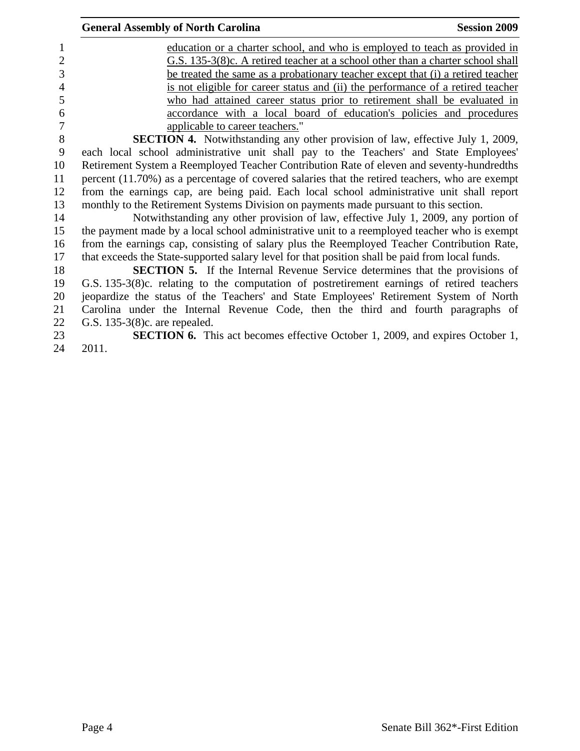education or a charter school, and who is employed to teach as provided in G.S. 135-3(8)c. A retired teacher at a school other than a charter school shall be treated the same as a probationary teacher except that (i) a retired teacher is not eligible for career status and (ii) the performance of a retired teacher who had attained career status prior to retirement shall be evaluated in accordance with a local board of education's policies and procedures applicable to career teachers."

**SECTION 4.** Notwithstanding any other provision of law, effective July 1, 2009, each local school administrative unit shall pay to the Teachers' and State Employees' Retirement System a Reemployed Teacher Contribution Rate of eleven and seventy-hundredths percent (11.70%) as a percentage of covered salaries that the retired teachers, who are exempt from the earnings cap, are being paid. Each local school administrative unit shall report monthly to the Retirement Systems Division on payments made pursuant to this section.

Notwithstanding any other provision of law, effective July 1, 2009, any portion of the payment made by a local school administrative unit to a reemployed teacher who is exempt from the earnings cap, consisting of salary plus the Reemployed Teacher Contribution Rate, that exceeds the State-supported salary level for that position shall be paid from local funds.

**SECTION 5.** If the Internal Revenue Service determines that the provisions of G.S. 135-3(8)c. relating to the computation of postretirement earnings of retired teachers jeopardize the status of the Teachers' and State Employees' Retirement System of North Carolina under the Internal Revenue Code, then the third and fourth paragraphs of G.S. 135-3(8)c. are repealed.

**SECTION 6.** This act becomes effective October 1, 2009, and expires October 1, 2011.